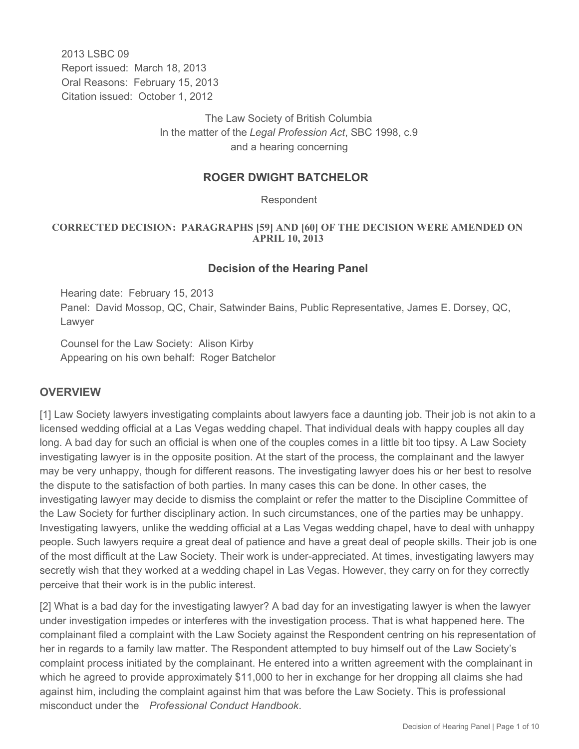2013 LSBC 09
Report issued: March 18, 2013
Oral Reasons: February 15, 2013
Citation issued: October 1, 2012

The Law Society of British Columbia
In the matter of the *Legal Profession Act*, SBC 1998, c.9
and a hearing concerning

## ROGER DWIGHT BATCHELOR

Respondent

**CORRECTED DECISION: PARAGRAPHS [59] AND [60] OF THE DECISION WERE AMENDED ON APRIL 10, 2013**

### Decision of the Hearing Panel

Hearing date: February 15, 2013
Panel: David Mossop, QC, Chair, Satwinder Bains, Public Representative, James E. Dorsey, QC, Lawyer

Counsel for the Law Society: Alison Kirby
Appearing on his own behalf: Roger Batchelor

## OVERVIEW

[1] Law Society lawyers investigating complaints about lawyers face a daunting job. Their job is not akin to a licensed wedding official at a Las Vegas wedding chapel. That individual deals with happy couples all day long. A bad day for such an official is when one of the couples comes in a little bit too tipsy. A Law Society investigating lawyer is in the opposite position. At the start of the process, the complainant and the lawyer may be very unhappy, though for different reasons. The investigating lawyer does his or her best to resolve the dispute to the satisfaction of both parties. In many cases this can be done. In other cases, the investigating lawyer may decide to dismiss the complaint or refer the matter to the Discipline Committee of the Law Society for further disciplinary action. In such circumstances, one of the parties may be unhappy. Investigating lawyers, unlike the wedding official at a Las Vegas wedding chapel, have to deal with unhappy people. Such lawyers require a great deal of patience and have a great deal of people skills. Their job is one of the most difficult at the Law Society. Their work is under-appreciated. At times, investigating lawyers may secretly wish that they worked at a wedding chapel in Las Vegas. However, they carry on for they correctly perceive that their work is in the public interest.

[2] What is a bad day for the investigating lawyer? A bad day for an investigating lawyer is when the lawyer under investigation impedes or interferes with the investigation process. That is what happened here. The complainant filed a complaint with the Law Society against the Respondent centring on his representation of her in regards to a family law matter. The Respondent attempted to buy himself out of the Law Society's complaint process initiated by the complainant. He entered into a written agreement with the complainant in which he agreed to provide approximately $11,000 to her in exchange for her dropping all claims she had against him, including the complaint against him that was before the Law Society. This is professional misconduct under the *Professional Conduct Handbook*.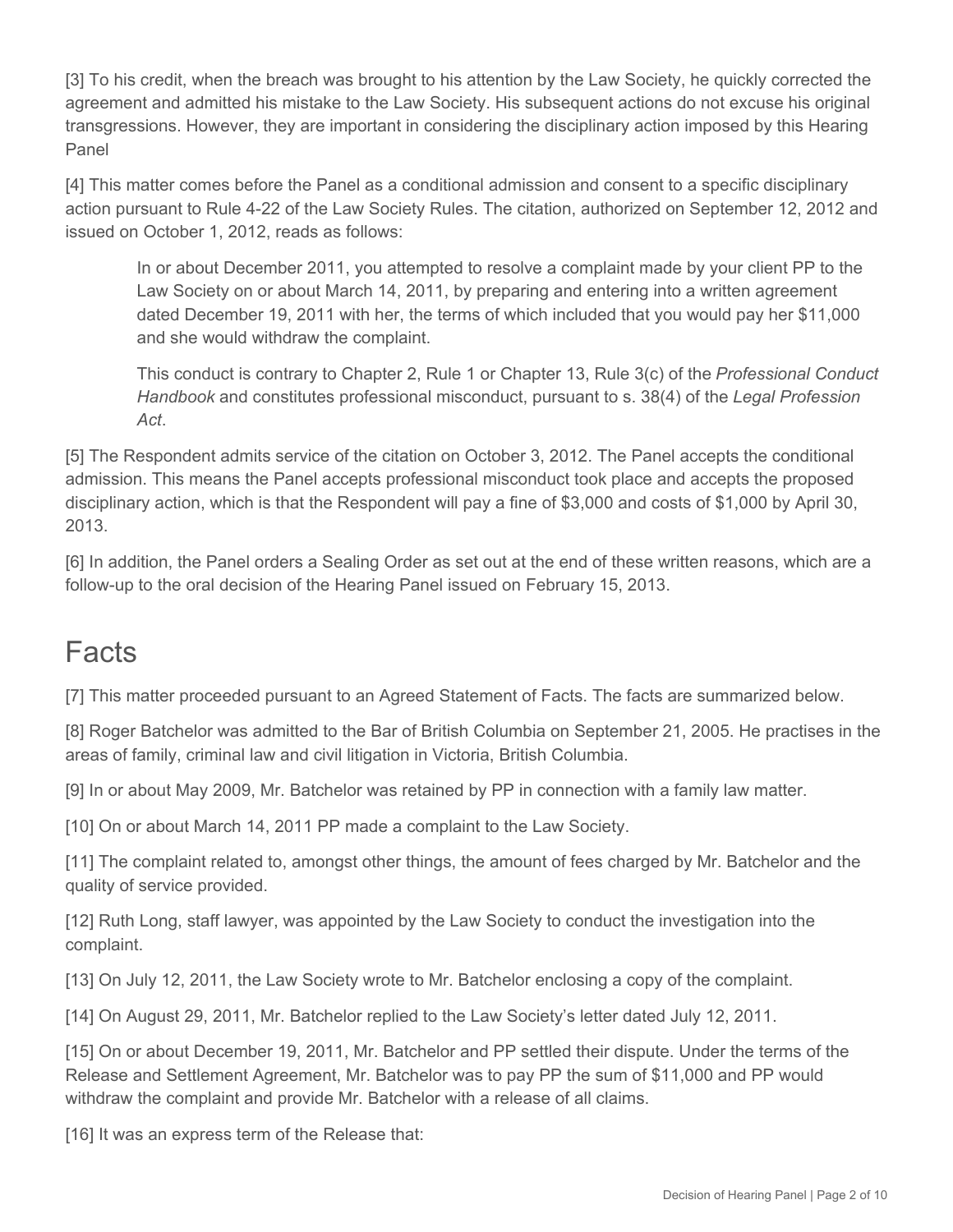[3] To his credit, when the breach was brought to his attention by the Law Society, he quickly corrected the agreement and admitted his mistake to the Law Society. His subsequent actions do not excuse his original transgressions. However, they are important in considering the disciplinary action imposed by this Hearing Panel

[4] This matter comes before the Panel as a conditional admission and consent to a specific disciplinary action pursuant to Rule 4-22 of the Law Society Rules. The citation, authorized on September 12, 2012 and issued on October 1, 2012, reads as follows:

> In or about December 2011, you attempted to resolve a complaint made by your client PP to the Law Society on or about March 14, 2011, by preparing and entering into a written agreement dated December 19, 2011 with her, the terms of which included that you would pay her $11,000 and she would withdraw the complaint.
>
> This conduct is contrary to Chapter 2, Rule 1 or Chapter 13, Rule 3(c) of the *Professional Conduct Handbook* and constitutes professional misconduct, pursuant to s. 38(4) of the *Legal Profession Act*.

[5] The Respondent admits service of the citation on October 3, 2012. The Panel accepts the conditional admission. This means the Panel accepts professional misconduct took place and accepts the proposed disciplinary action, which is that the Respondent will pay a fine of $3,000 and costs of $1,000 by April 30, 2013.

[6] In addition, the Panel orders a Sealing Order as set out at the end of these written reasons, which are a follow-up to the oral decision of the Hearing Panel issued on February 15, 2013.

## Facts

[7] This matter proceeded pursuant to an Agreed Statement of Facts. The facts are summarized below.

[8] Roger Batchelor was admitted to the Bar of British Columbia on September 21, 2005. He practises in the areas of family, criminal law and civil litigation in Victoria, British Columbia.

[9] In or about May 2009, Mr. Batchelor was retained by PP in connection with a family law matter.

[10] On or about March 14, 2011 PP made a complaint to the Law Society.

[11] The complaint related to, amongst other things, the amount of fees charged by Mr. Batchelor and the quality of service provided.

[12] Ruth Long, staff lawyer, was appointed by the Law Society to conduct the investigation into the complaint.

[13] On July 12, 2011, the Law Society wrote to Mr. Batchelor enclosing a copy of the complaint.

[14] On August 29, 2011, Mr. Batchelor replied to the Law Society's letter dated July 12, 2011.

[15] On or about December 19, 2011, Mr. Batchelor and PP settled their dispute. Under the terms of the Release and Settlement Agreement, Mr. Batchelor was to pay PP the sum of $11,000 and PP would withdraw the complaint and provide Mr. Batchelor with a release of all claims.

[16] It was an express term of the Release that: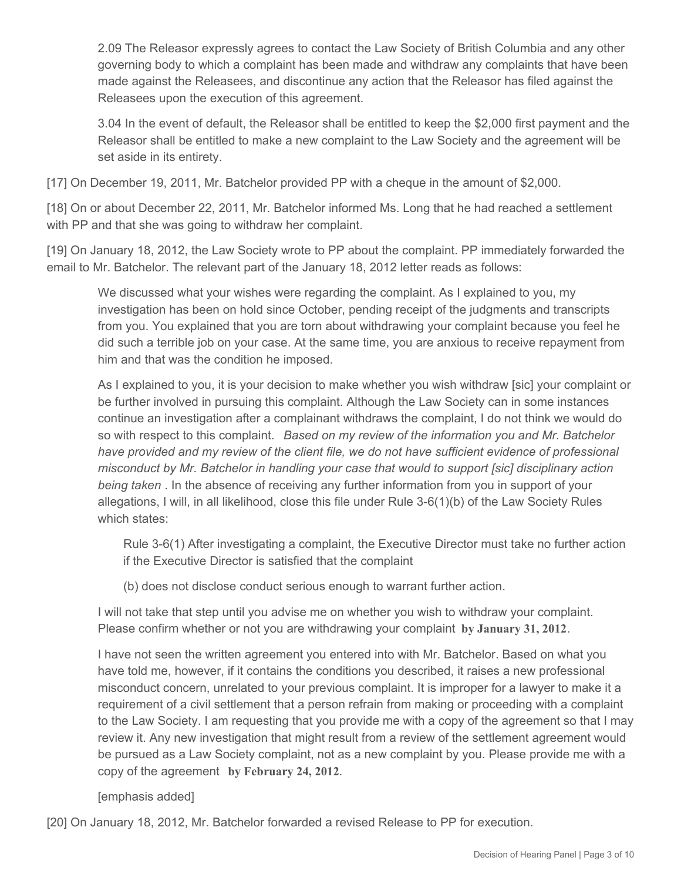> 2.09 The Releasor expressly agrees to contact the Law Society of British Columbia and any other governing body to which a complaint has been made and withdraw any complaints that have been made against the Releasees, and discontinue any action that the Releasor has filed against the Releasees upon the execution of this agreement.
>
> 3.04 In the event of default, the Releasor shall be entitled to keep the $2,000 first payment and the Releasor shall be entitled to make a new complaint to the Law Society and the agreement will be set aside in its entirety.

[17] On December 19, 2011, Mr. Batchelor provided PP with a cheque in the amount of $2,000.

[18] On or about December 22, 2011, Mr. Batchelor informed Ms. Long that he had reached a settlement with PP and that she was going to withdraw her complaint.

[19] On January 18, 2012, the Law Society wrote to PP about the complaint. PP immediately forwarded the email to Mr. Batchelor. The relevant part of the January 18, 2012 letter reads as follows:

> We discussed what your wishes were regarding the complaint. As I explained to you, my investigation has been on hold since October, pending receipt of the judgments and transcripts from you. You explained that you are torn about withdrawing your complaint because you feel he did such a terrible job on your case. At the same time, you are anxious to receive repayment from him and that was the condition he imposed.
>
> As I explained to you, it is your decision to make whether you wish withdraw [sic] your complaint or be further involved in pursuing this complaint. Although the Law Society can in some instances continue an investigation after a complainant withdraws the complaint, I do not think we would do so with respect to this complaint. *Based on my review of the information you and Mr. Batchelor have provided and my review of the client file, we do not have sufficient evidence of professional misconduct by Mr. Batchelor in handling your case that would to support [sic] disciplinary action being taken* . In the absence of receiving any further information from you in support of your allegations, I will, in all likelihood, close this file under Rule 3-6(1)(b) of the Law Society Rules which states:
>
> > Rule 3-6(1) After investigating a complaint, the Executive Director must take no further action if the Executive Director is satisfied that the complaint
> >
> > (b) does not disclose conduct serious enough to warrant further action.
>
> I will not take that step until you advise me on whether you wish to withdraw your complaint. Please confirm whether or not you are withdrawing your complaint **by January 31, 2012**.
>
> I have not seen the written agreement you entered into with Mr. Batchelor. Based on what you have told me, however, if it contains the conditions you described, it raises a new professional misconduct concern, unrelated to your previous complaint. It is improper for a lawyer to make it a requirement of a civil settlement that a person refrain from making or proceeding with a complaint to the Law Society. I am requesting that you provide me with a copy of the agreement so that I may review it. Any new investigation that might result from a review of the settlement agreement would be pursued as a Law Society complaint, not as a new complaint by you. Please provide me with a copy of the agreement **by February 24, 2012**.
>
> [emphasis added]

[20] On January 18, 2012, Mr. Batchelor forwarded a revised Release to PP for execution.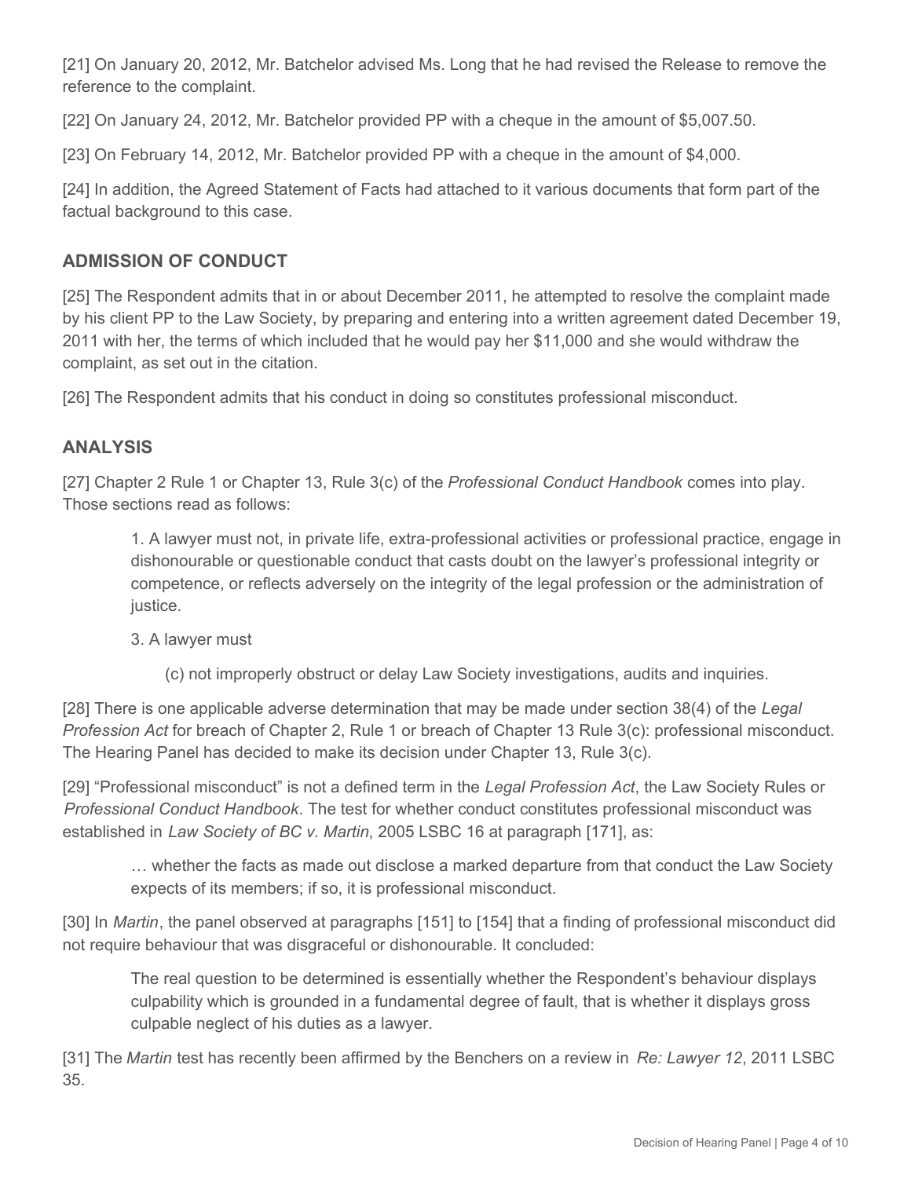[21] On January 20, 2012, Mr. Batchelor advised Ms. Long that he had revised the Release to remove the reference to the complaint.

[22] On January 24, 2012, Mr. Batchelor provided PP with a cheque in the amount of $5,007.50.

[23] On February 14, 2012, Mr. Batchelor provided PP with a cheque in the amount of $4,000.

[24] In addition, the Agreed Statement of Facts had attached to it various documents that form part of the factual background to this case.

## ADMISSION OF CONDUCT

[25] The Respondent admits that in or about December 2011, he attempted to resolve the complaint made by his client PP to the Law Society, by preparing and entering into a written agreement dated December 19, 2011 with her, the terms of which included that he would pay her $11,000 and she would withdraw the complaint, as set out in the citation.

[26] The Respondent admits that his conduct in doing so constitutes professional misconduct.

## ANALYSIS

[27] Chapter 2 Rule 1 or Chapter 13, Rule 3(c) of the *Professional Conduct Handbook* comes into play. Those sections read as follows:

> 1. A lawyer must not, in private life, extra-professional activities or professional practice, engage in dishonourable or questionable conduct that casts doubt on the lawyer's professional integrity or competence, or reflects adversely on the integrity of the legal profession or the administration of justice.
>
> 3. A lawyer must
>
> (c) not improperly obstruct or delay Law Society investigations, audits and inquiries.

[28] There is one applicable adverse determination that may be made under section 38(4) of the *Legal Profession Act* for breach of Chapter 2, Rule 1 or breach of Chapter 13 Rule 3(c): professional misconduct. The Hearing Panel has decided to make its decision under Chapter 13, Rule 3(c).

[29] "Professional misconduct" is not a defined term in the *Legal Profession Act*, the Law Society Rules or *Professional Conduct Handbook*. The test for whether conduct constitutes professional misconduct was established in *Law Society of BC v. Martin*, 2005 LSBC 16 at paragraph [171], as:

> … whether the facts as made out disclose a marked departure from that conduct the Law Society expects of its members; if so, it is professional misconduct.

[30] In *Martin*, the panel observed at paragraphs [151] to [154] that a finding of professional misconduct did not require behaviour that was disgraceful or dishonourable. It concluded:

> The real question to be determined is essentially whether the Respondent's behaviour displays culpability which is grounded in a fundamental degree of fault, that is whether it displays gross culpable neglect of his duties as a lawyer.

[31] The *Martin* test has recently been affirmed by the Benchers on a review in *Re: Lawyer 12*, 2011 LSBC 35.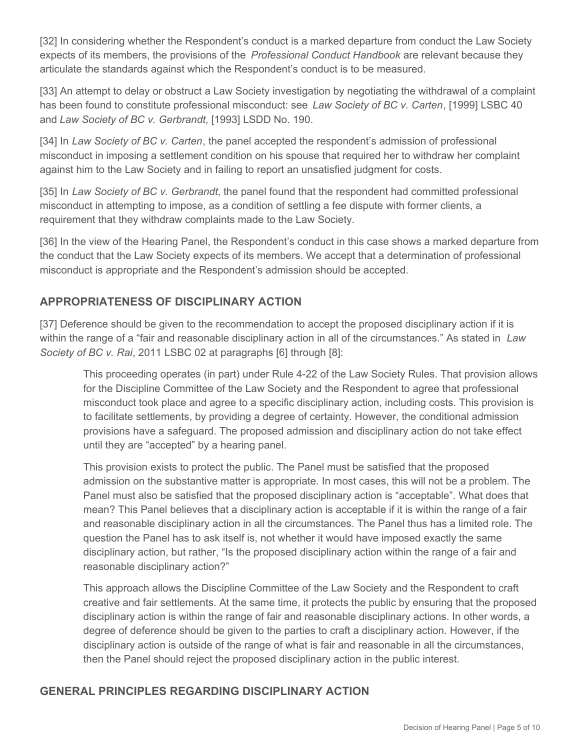[32] In considering whether the Respondent's conduct is a marked departure from conduct the Law Society expects of its members, the provisions of the *Professional Conduct Handbook* are relevant because they articulate the standards against which the Respondent's conduct is to be measured.

[33] An attempt to delay or obstruct a Law Society investigation by negotiating the withdrawal of a complaint has been found to constitute professional misconduct: see *Law Society of BC v. Carten*, [1999] LSBC 40 and *Law Society of BC v. Gerbrandt*, [1993] LSDD No. 190.

[34] In *Law Society of BC v. Carten*, the panel accepted the respondent's admission of professional misconduct in imposing a settlement condition on his spouse that required her to withdraw her complaint against him to the Law Society and in failing to report an unsatisfied judgment for costs.

[35] In *Law Society of BC v. Gerbrandt*, the panel found that the respondent had committed professional misconduct in attempting to impose, as a condition of settling a fee dispute with former clients, a requirement that they withdraw complaints made to the Law Society.

[36] In the view of the Hearing Panel, the Respondent's conduct in this case shows a marked departure from the conduct that the Law Society expects of its members. We accept that a determination of professional misconduct is appropriate and the Respondent's admission should be accepted.

## APPROPRIATENESS OF DISCIPLINARY ACTION

[37] Deference should be given to the recommendation to accept the proposed disciplinary action if it is within the range of a "fair and reasonable disciplinary action in all of the circumstances." As stated in *Law Society of BC v. Rai*, 2011 LSBC 02 at paragraphs [6] through [8]:

> This proceeding operates (in part) under Rule 4-22 of the Law Society Rules. That provision allows for the Discipline Committee of the Law Society and the Respondent to agree that professional misconduct took place and agree to a specific disciplinary action, including costs. This provision is to facilitate settlements, by providing a degree of certainty. However, the conditional admission provisions have a safeguard. The proposed admission and disciplinary action do not take effect until they are "accepted" by a hearing panel.
>
> This provision exists to protect the public. The Panel must be satisfied that the proposed admission on the substantive matter is appropriate. In most cases, this will not be a problem. The Panel must also be satisfied that the proposed disciplinary action is "acceptable". What does that mean? This Panel believes that a disciplinary action is acceptable if it is within the range of a fair and reasonable disciplinary action in all the circumstances. The Panel thus has a limited role. The question the Panel has to ask itself is, not whether it would have imposed exactly the same disciplinary action, but rather, "Is the proposed disciplinary action within the range of a fair and reasonable disciplinary action?"
>
> This approach allows the Discipline Committee of the Law Society and the Respondent to craft creative and fair settlements. At the same time, it protects the public by ensuring that the proposed disciplinary action is within the range of fair and reasonable disciplinary actions. In other words, a degree of deference should be given to the parties to craft a disciplinary action. However, if the disciplinary action is outside of the range of what is fair and reasonable in all the circumstances, then the Panel should reject the proposed disciplinary action in the public interest.

## GENERAL PRINCIPLES REGARDING DISCIPLINARY ACTION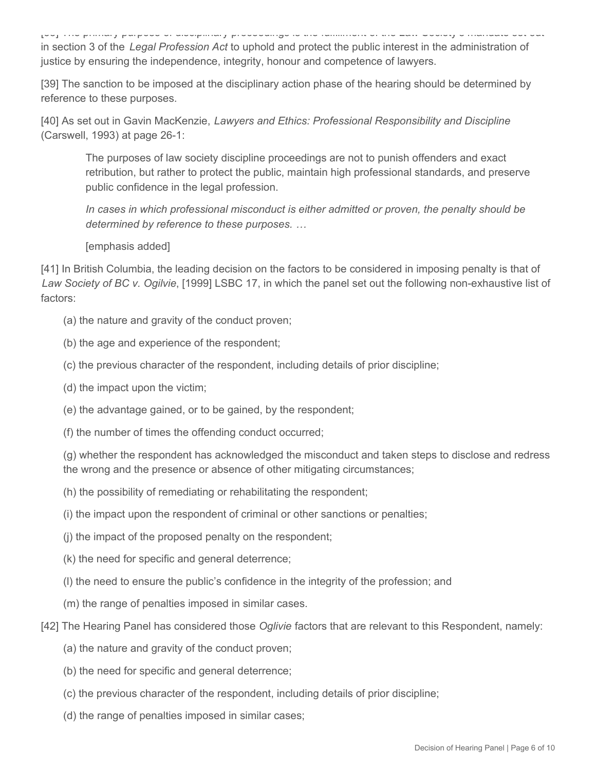[38] The primary purpose of disciplinary proceedings is the fulfillment of the Law Society's mandate set out in section 3 of the *Legal Profession Act* to uphold and protect the public interest in the administration of justice by ensuring the independence, integrity, honour and competence of lawyers.

[39] The sanction to be imposed at the disciplinary action phase of the hearing should be determined by reference to these purposes.

[40] As set out in Gavin MacKenzie, *Lawyers and Ethics: Professional Responsibility and Discipline* (Carswell, 1993) at page 26-1:

> The purposes of law society discipline proceedings are not to punish offenders and exact retribution, but rather to protect the public, maintain high professional standards, and preserve public confidence in the legal profession.
>
> *In cases in which professional misconduct is either admitted or proven, the penalty should be determined by reference to these purposes.* …
>
> [emphasis added]

[41] In British Columbia, the leading decision on the factors to be considered in imposing penalty is that of *Law Society of BC v. Ogilvie*, [1999] LSBC 17, in which the panel set out the following non-exhaustive list of factors:

(a) the nature and gravity of the conduct proven;

(b) the age and experience of the respondent;

(c) the previous character of the respondent, including details of prior discipline;

(d) the impact upon the victim;

(e) the advantage gained, or to be gained, by the respondent;

(f) the number of times the offending conduct occurred;

(g) whether the respondent has acknowledged the misconduct and taken steps to disclose and redress the wrong and the presence or absence of other mitigating circumstances;

(h) the possibility of remediating or rehabilitating the respondent;

(i) the impact upon the respondent of criminal or other sanctions or penalties;

(j) the impact of the proposed penalty on the respondent;

(k) the need for specific and general deterrence;

(l) the need to ensure the public's confidence in the integrity of the profession; and

(m) the range of penalties imposed in similar cases.

[42] The Hearing Panel has considered those *Oglivie* factors that are relevant to this Respondent, namely:

(a) the nature and gravity of the conduct proven;

(b) the need for specific and general deterrence;

(c) the previous character of the respondent, including details of prior discipline;

(d) the range of penalties imposed in similar cases;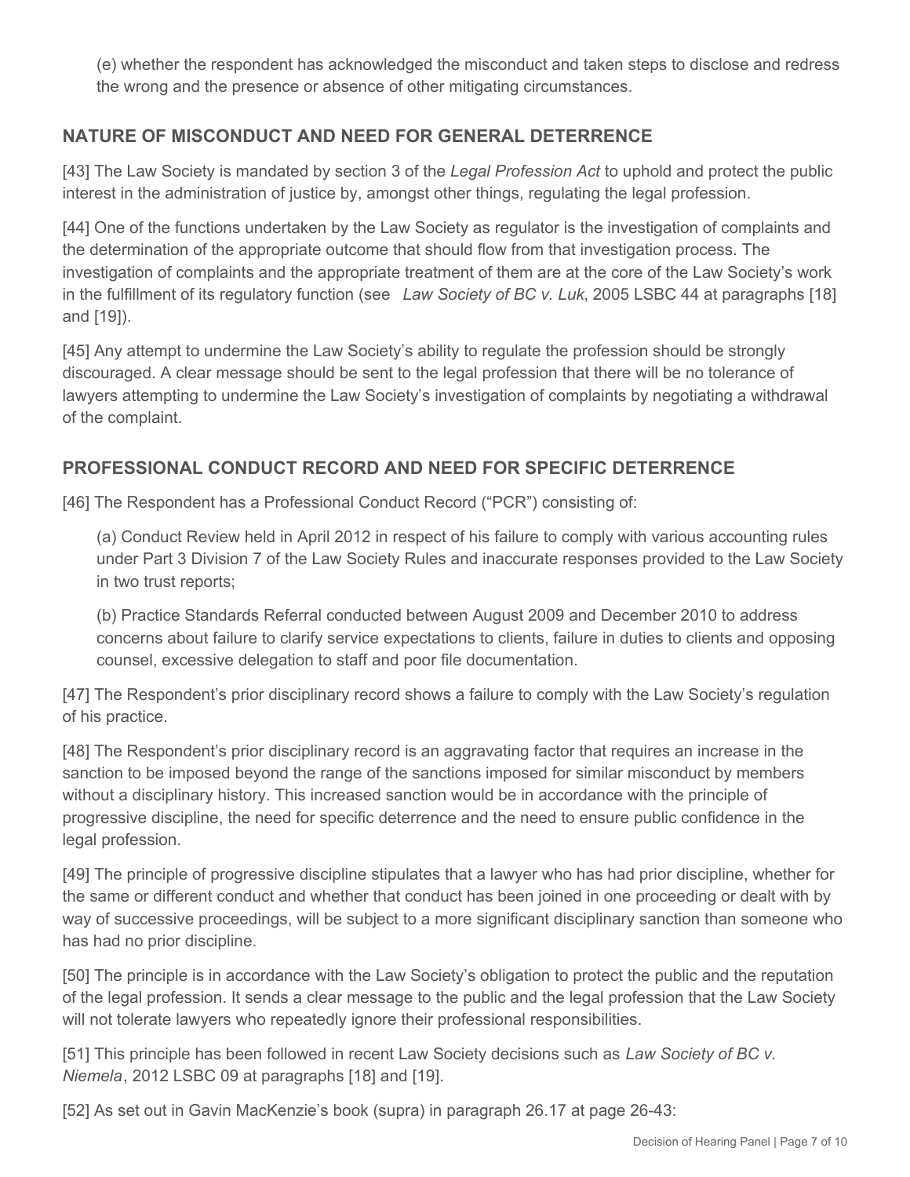(e) whether the respondent has acknowledged the misconduct and taken steps to disclose and redress the wrong and the presence or absence of other mitigating circumstances.

## NATURE OF MISCONDUCT AND NEED FOR GENERAL DETERRENCE

[43] The Law Society is mandated by section 3 of the *Legal Profession Act* to uphold and protect the public interest in the administration of justice by, amongst other things, regulating the legal profession.

[44] One of the functions undertaken by the Law Society as regulator is the investigation of complaints and the determination of the appropriate outcome that should flow from that investigation process. The investigation of complaints and the appropriate treatment of them are at the core of the Law Society's work in the fulfillment of its regulatory function (see *Law Society of BC v. Luk*, 2005 LSBC 44 at paragraphs [18] and [19]).

[45] Any attempt to undermine the Law Society's ability to regulate the profession should be strongly discouraged. A clear message should be sent to the legal profession that there will be no tolerance of lawyers attempting to undermine the Law Society's investigation of complaints by negotiating a withdrawal of the complaint.

## PROFESSIONAL CONDUCT RECORD AND NEED FOR SPECIFIC DETERRENCE

[46] The Respondent has a Professional Conduct Record ("PCR") consisting of:

(a) Conduct Review held in April 2012 in respect of his failure to comply with various accounting rules under Part 3 Division 7 of the Law Society Rules and inaccurate responses provided to the Law Society in two trust reports;

(b) Practice Standards Referral conducted between August 2009 and December 2010 to address concerns about failure to clarify service expectations to clients, failure in duties to clients and opposing counsel, excessive delegation to staff and poor file documentation.

[47] The Respondent's prior disciplinary record shows a failure to comply with the Law Society's regulation of his practice.

[48] The Respondent's prior disciplinary record is an aggravating factor that requires an increase in the sanction to be imposed beyond the range of the sanctions imposed for similar misconduct by members without a disciplinary history. This increased sanction would be in accordance with the principle of progressive discipline, the need for specific deterrence and the need to ensure public confidence in the legal profession.

[49] The principle of progressive discipline stipulates that a lawyer who has had prior discipline, whether for the same or different conduct and whether that conduct has been joined in one proceeding or dealt with by way of successive proceedings, will be subject to a more significant disciplinary sanction than someone who has had no prior discipline.

[50] The principle is in accordance with the Law Society's obligation to protect the public and the reputation of the legal profession. It sends a clear message to the public and the legal profession that the Law Society will not tolerate lawyers who repeatedly ignore their professional responsibilities.

[51] This principle has been followed in recent Law Society decisions such as *Law Society of BC v. Niemela*, 2012 LSBC 09 at paragraphs [18] and [19].

[52] As set out in Gavin MacKenzie's book (supra) in paragraph 26.17 at page 26-43: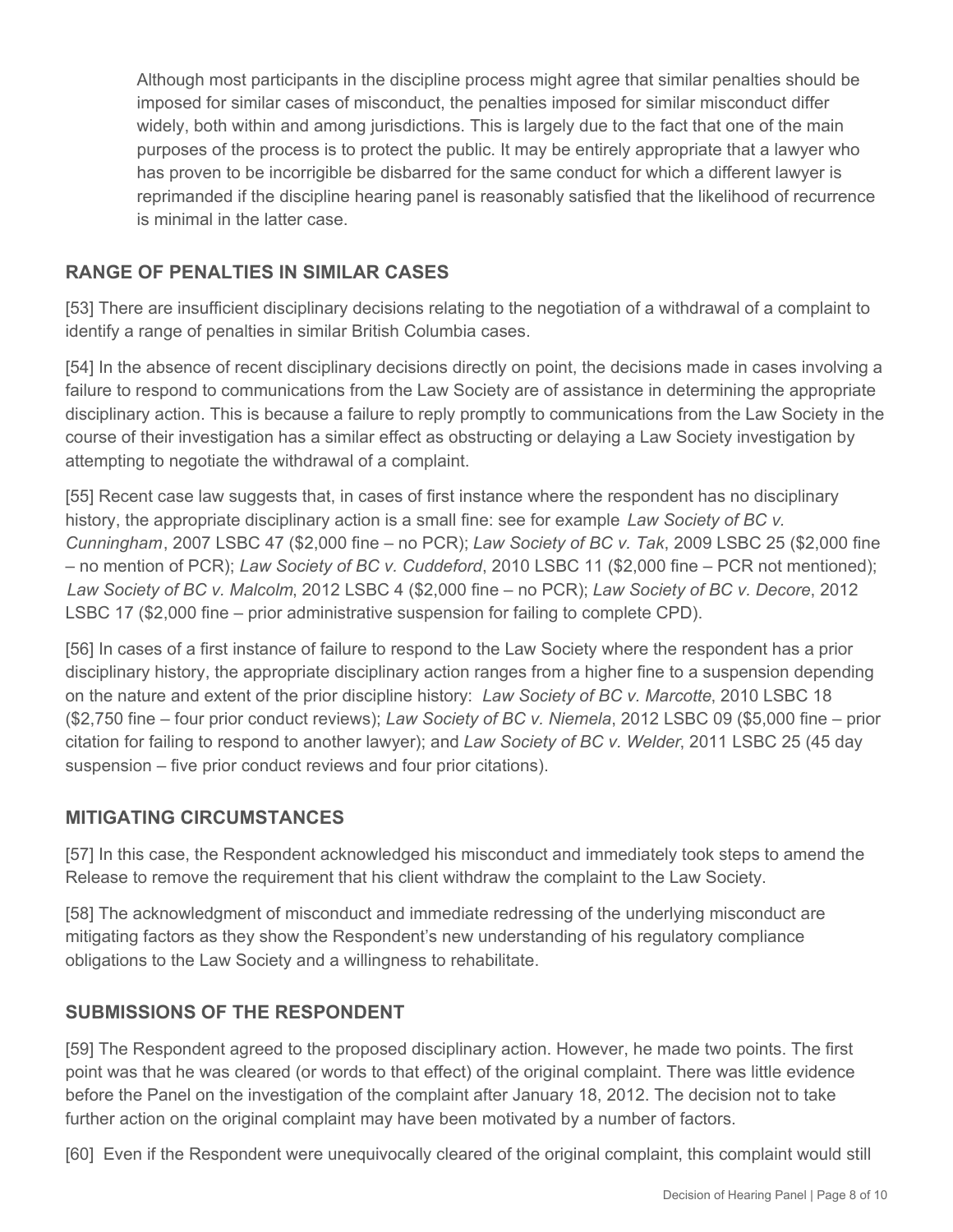> Although most participants in the discipline process might agree that similar penalties should be imposed for similar cases of misconduct, the penalties imposed for similar misconduct differ widely, both within and among jurisdictions. This is largely due to the fact that one of the main purposes of the process is to protect the public. It may be entirely appropriate that a lawyer who has proven to be incorrigible be disbarred for the same conduct for which a different lawyer is reprimanded if the discipline hearing panel is reasonably satisfied that the likelihood of recurrence is minimal in the latter case.

## RANGE OF PENALTIES IN SIMILAR CASES

[53] There are insufficient disciplinary decisions relating to the negotiation of a withdrawal of a complaint to identify a range of penalties in similar British Columbia cases.

[54] In the absence of recent disciplinary decisions directly on point, the decisions made in cases involving a failure to respond to communications from the Law Society are of assistance in determining the appropriate disciplinary action. This is because a failure to reply promptly to communications from the Law Society in the course of their investigation has a similar effect as obstructing or delaying a Law Society investigation by attempting to negotiate the withdrawal of a complaint.

[55] Recent case law suggests that, in cases of first instance where the respondent has no disciplinary history, the appropriate disciplinary action is a small fine: see for example *Law Society of BC v. Cunningham*, 2007 LSBC 47 ($2,000 fine – no PCR); *Law Society of BC v. Tak*, 2009 LSBC 25 ($2,000 fine – no mention of PCR); *Law Society of BC v. Cuddeford*, 2010 LSBC 11 ($2,000 fine – PCR not mentioned); *Law Society of BC v. Malcolm*, 2012 LSBC 4 ($2,000 fine – no PCR); *Law Society of BC v. Decore*, 2012 LSBC 17 ($2,000 fine – prior administrative suspension for failing to complete CPD).

[56] In cases of a first instance of failure to respond to the Law Society where the respondent has a prior disciplinary history, the appropriate disciplinary action ranges from a higher fine to a suspension depending on the nature and extent of the prior discipline history: *Law Society of BC v. Marcotte*, 2010 LSBC 18 ($2,750 fine – four prior conduct reviews); *Law Society of BC v. Niemela*, 2012 LSBC 09 ($5,000 fine – prior citation for failing to respond to another lawyer); and *Law Society of BC v. Welder*, 2011 LSBC 25 (45 day suspension – five prior conduct reviews and four prior citations).

## MITIGATING CIRCUMSTANCES

[57] In this case, the Respondent acknowledged his misconduct and immediately took steps to amend the Release to remove the requirement that his client withdraw the complaint to the Law Society.

[58] The acknowledgment of misconduct and immediate redressing of the underlying misconduct are mitigating factors as they show the Respondent's new understanding of his regulatory compliance obligations to the Law Society and a willingness to rehabilitate.

## SUBMISSIONS OF THE RESPONDENT

[59] The Respondent agreed to the proposed disciplinary action. However, he made two points. The first point was that he was cleared (or words to that effect) of the original complaint. There was little evidence before the Panel on the investigation of the complaint after January 18, 2012. The decision not to take further action on the original complaint may have been motivated by a number of factors.

[60] Even if the Respondent were unequivocally cleared of the original complaint, this complaint would still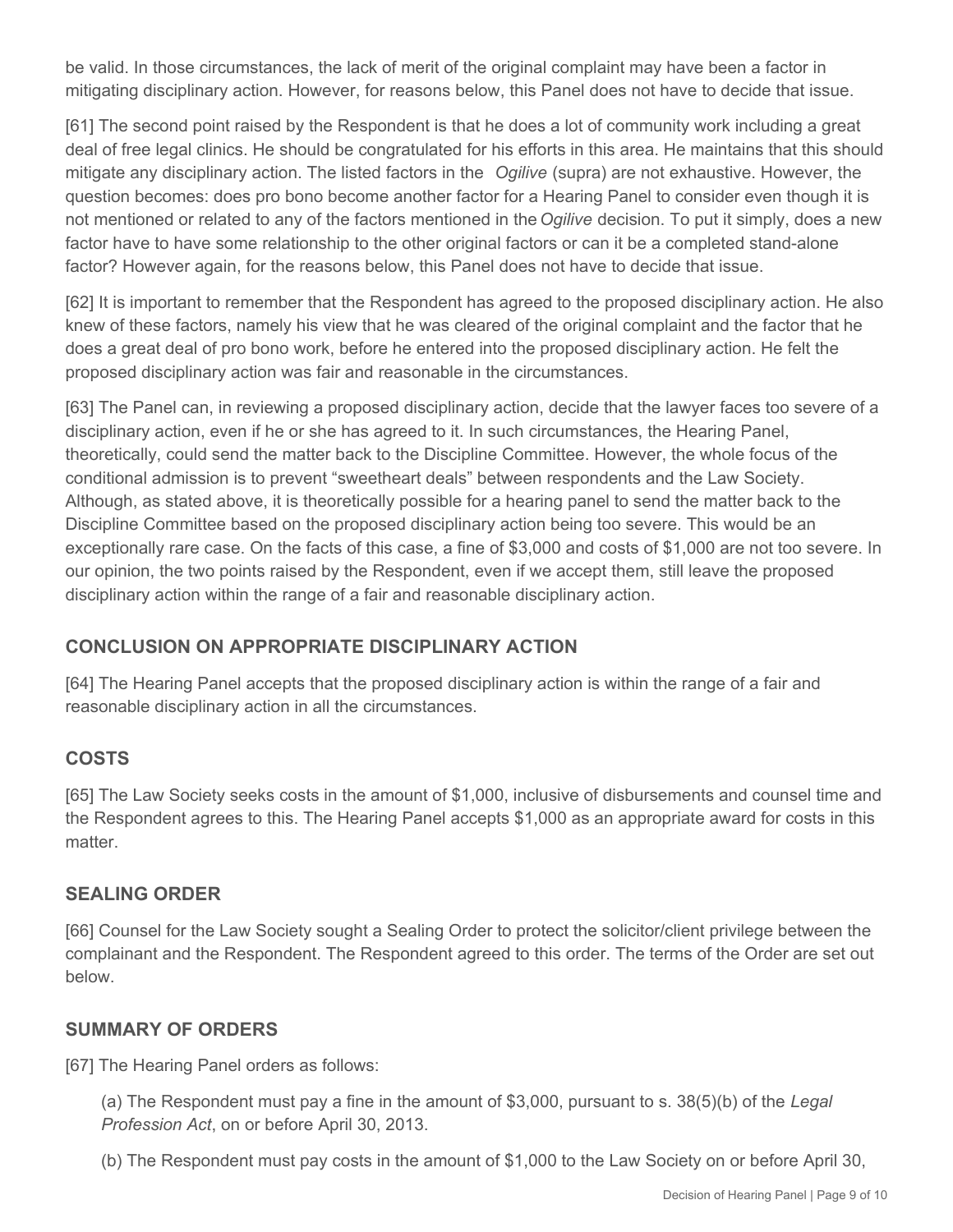be valid. In those circumstances, the lack of merit of the original complaint may have been a factor in mitigating disciplinary action. However, for reasons below, this Panel does not have to decide that issue.

[61] The second point raised by the Respondent is that he does a lot of community work including a great deal of free legal clinics. He should be congratulated for his efforts in this area. He maintains that this should mitigate any disciplinary action. The listed factors in the *Ogilive* (supra) are not exhaustive. However, the question becomes: does pro bono become another factor for a Hearing Panel to consider even though it is not mentioned or related to any of the factors mentioned in the *Ogilive* decision. To put it simply, does a new factor have to have some relationship to the other original factors or can it be a completed stand-alone factor? However again, for the reasons below, this Panel does not have to decide that issue.

[62] It is important to remember that the Respondent has agreed to the proposed disciplinary action. He also knew of these factors, namely his view that he was cleared of the original complaint and the factor that he does a great deal of pro bono work, before he entered into the proposed disciplinary action. He felt the proposed disciplinary action was fair and reasonable in the circumstances.

[63] The Panel can, in reviewing a proposed disciplinary action, decide that the lawyer faces too severe of a disciplinary action, even if he or she has agreed to it. In such circumstances, the Hearing Panel, theoretically, could send the matter back to the Discipline Committee. However, the whole focus of the conditional admission is to prevent "sweetheart deals" between respondents and the Law Society. Although, as stated above, it is theoretically possible for a hearing panel to send the matter back to the Discipline Committee based on the proposed disciplinary action being too severe. This would be an exceptionally rare case. On the facts of this case, a fine of $3,000 and costs of $1,000 are not too severe. In our opinion, the two points raised by the Respondent, even if we accept them, still leave the proposed disciplinary action within the range of a fair and reasonable disciplinary action.

## CONCLUSION ON APPROPRIATE DISCIPLINARY ACTION

[64] The Hearing Panel accepts that the proposed disciplinary action is within the range of a fair and reasonable disciplinary action in all the circumstances.

## COSTS

[65] The Law Society seeks costs in the amount of $1,000, inclusive of disbursements and counsel time and the Respondent agrees to this. The Hearing Panel accepts $1,000 as an appropriate award for costs in this matter.

## SEALING ORDER

[66] Counsel for the Law Society sought a Sealing Order to protect the solicitor/client privilege between the complainant and the Respondent. The Respondent agreed to this order. The terms of the Order are set out below.

## SUMMARY OF ORDERS

[67] The Hearing Panel orders as follows:

(a) The Respondent must pay a fine in the amount of $3,000, pursuant to s. 38(5)(b) of the *Legal Profession Act*, on or before April 30, 2013.

(b) The Respondent must pay costs in the amount of $1,000 to the Law Society on or before April 30,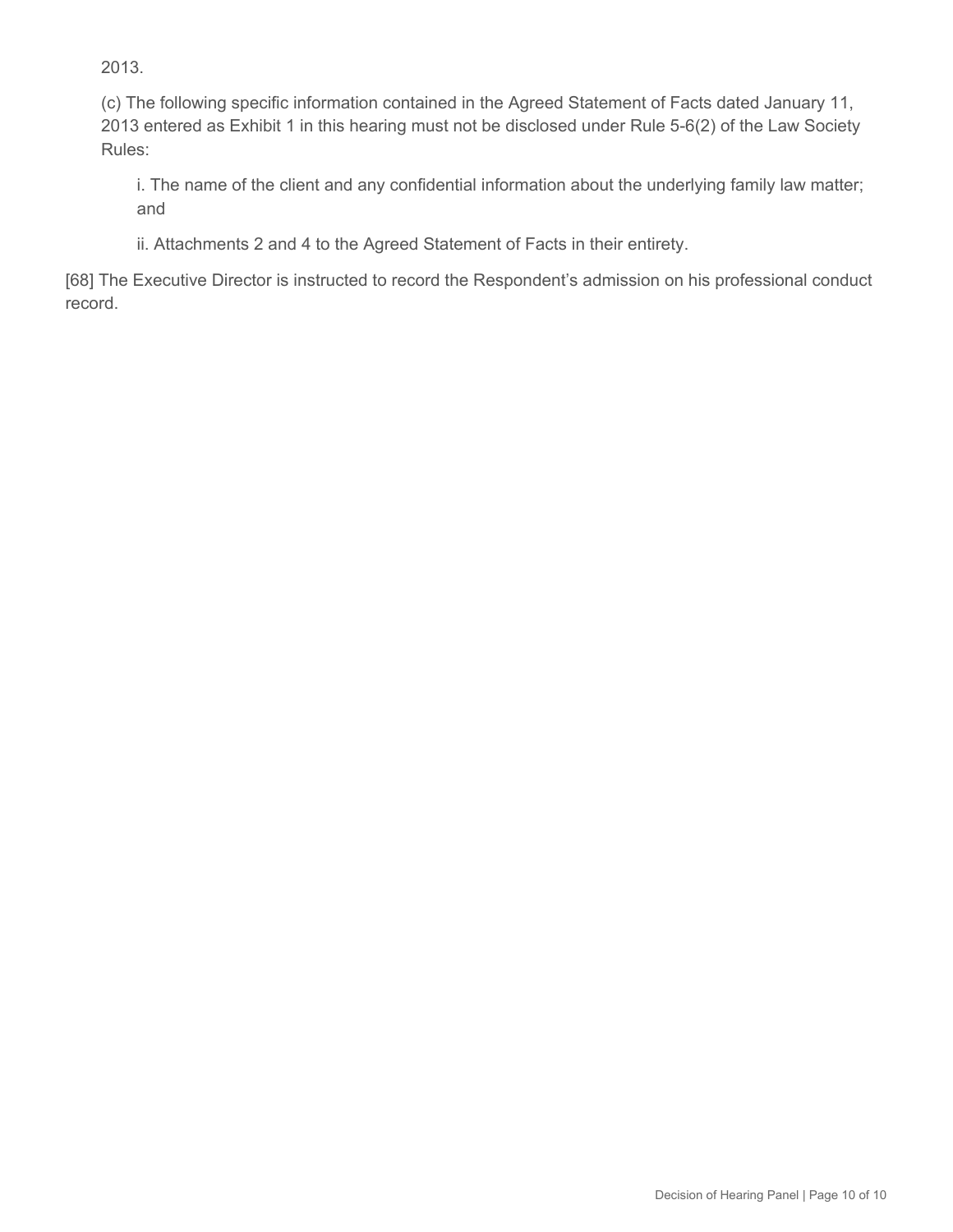2013.

(c) The following specific information contained in the Agreed Statement of Facts dated January 11, 2013 entered as Exhibit 1 in this hearing must not be disclosed under Rule 5-6(2) of the Law Society Rules:

i. The name of the client and any confidential information about the underlying family law matter; and

ii. Attachments 2 and 4 to the Agreed Statement of Facts in their entirety.

[68] The Executive Director is instructed to record the Respondent's admission on his professional conduct record.